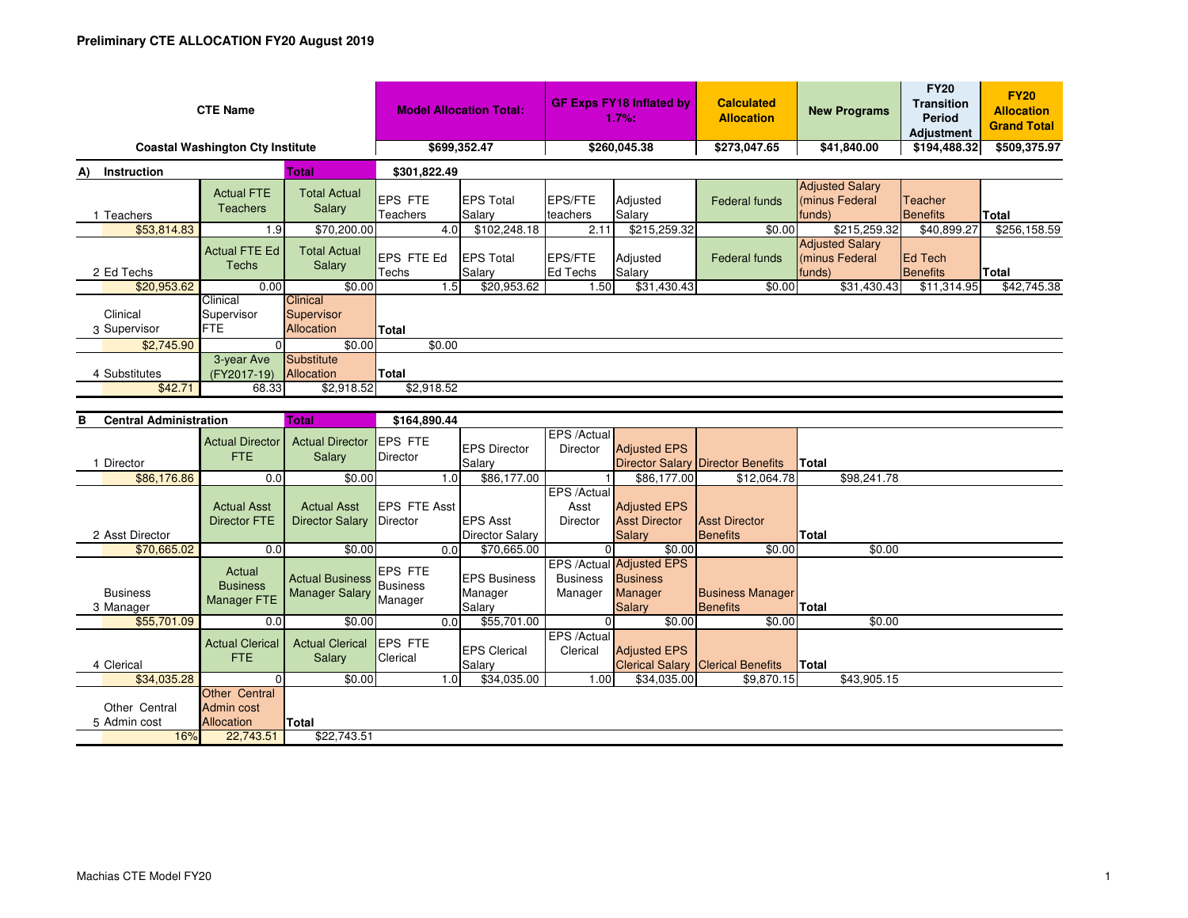# Preliminary CTE ALLOCATION FY20 August 2019

| CTE Name | Model Allocation Total: | GF Exps FY18 Inflated by 1.7%: | Calculated Allocation | New Programs | FY20 Transition Period Adjustment | FY20 Allocation Grand Total |
|---|---|---|---|---|---|---|
| Coastal Washington Cty Institute | $699,352.47 | $260,045.38 | $273,047.65 | $41,840.00 | $194,488.32 | $509,375.97 |

## A) Instruction — Total $301,822.49

| 1 Teachers | Actual FTE Teachers | Total Actual Salary | EPS FTE Teachers | EPS Total Salary | EPS/FTE teachers | Adjusted Salary | Federal funds | Adjusted Salary (minus Federal funds) | Teacher Benefits | Total |
|---|---|---|---|---|---|---|---|---|---|---|
| $53,814.83 | 1.9 | $70,200.00 | 4.0 | $102,248.18 | 2.11 | $215,259.32 | $0.00 | $215,259.32 | $40,899.27 | $256,158.59 |

| 2 Ed Techs | Actual FTE Ed Techs | Total Actual Salary | EPS FTE Ed Techs | EPS Total Salary | EPS/FTE Ed Techs | Adjusted Salary | Federal funds | Adjusted Salary (minus Federal funds) | Ed Tech Benefits | Total |
|---|---|---|---|---|---|---|---|---|---|---|
| $20,953.62 | 0.00 | $0.00 | 1.5 | $20,953.62 | 1.50 | $31,430.43 | $0.00 | $31,430.43 | $11,314.95 | $42,745.38 |

| 3 Clinical Supervisor | Clinical Supervisor FTE | Clinical Supervisor Allocation | Total |
|---|---|---|---|
| $2,745.90 | 0 | $0.00 | $0.00 |

| 4 Substitutes | 3-year Ave (FY2017-19) | Substitute Allocation | Total |
|---|---|---|---|
| $42.71 | 68.33 | $2,918.52 | $2,918.52 |

## B Central Administration — Total $164,890.44

| 1 Director | Actual Director FTE | Actual Director Salary | EPS FTE Director | EPS Director Salary | EPS /Actual Director | Adjusted EPS Director Salary | Director Benefits | Total |
|---|---|---|---|---|---|---|---|---|
| $86,176.86 | 0.0 | $0.00 | 1.0 | $86,177.00 | 1 | $86,177.00 | $12,064.78 | $98,241.78 |

| 2 Asst Director | Actual Asst Director FTE | Actual Asst Director Salary | EPS FTE Asst Director | EPS Asst Director Salary | EPS /Actual Asst Director | Adjusted EPS Asst Director Salary | Asst Director Benefits | Total |
|---|---|---|---|---|---|---|---|---|
| $70,665.02 | 0.0 | $0.00 | 0.0 | $70,665.00 | 0 | $0.00 | $0.00 | $0.00 |

| 3 Business Manager | Actual Business Manager FTE | Actual Business Manager Salary | EPS FTE Business Manager | EPS Business Manager Salary | EPS /Actual Business Manager | Adjusted EPS Business Manager Salary | Business Manager Benefits | Total |
|---|---|---|---|---|---|---|---|---|
| $55,701.09 | 0.0 | $0.00 | 0.0 | $55,701.00 | 0 | $0.00 | $0.00 | $0.00 |

| 4 Clerical | Actual Clerical FTE | Actual Clerical Salary | EPS FTE Clerical | EPS Clerical Salary | EPS /Actual Clerical | Adjusted EPS Clerical Salary | Clerical Benefits | Total |
|---|---|---|---|---|---|---|---|---|
| $34,035.28 | 0 | $0.00 | 1.0 | $34,035.00 | 1.00 | $34,035.00 | $9,870.15 | $43,905.15 |

| 5 Other Central Admin cost | Other Central Admin cost Allocation | Total |
|---|---|---|
| 16% | 22,743.51 | $22,743.51 |

Machias CTE Model FY20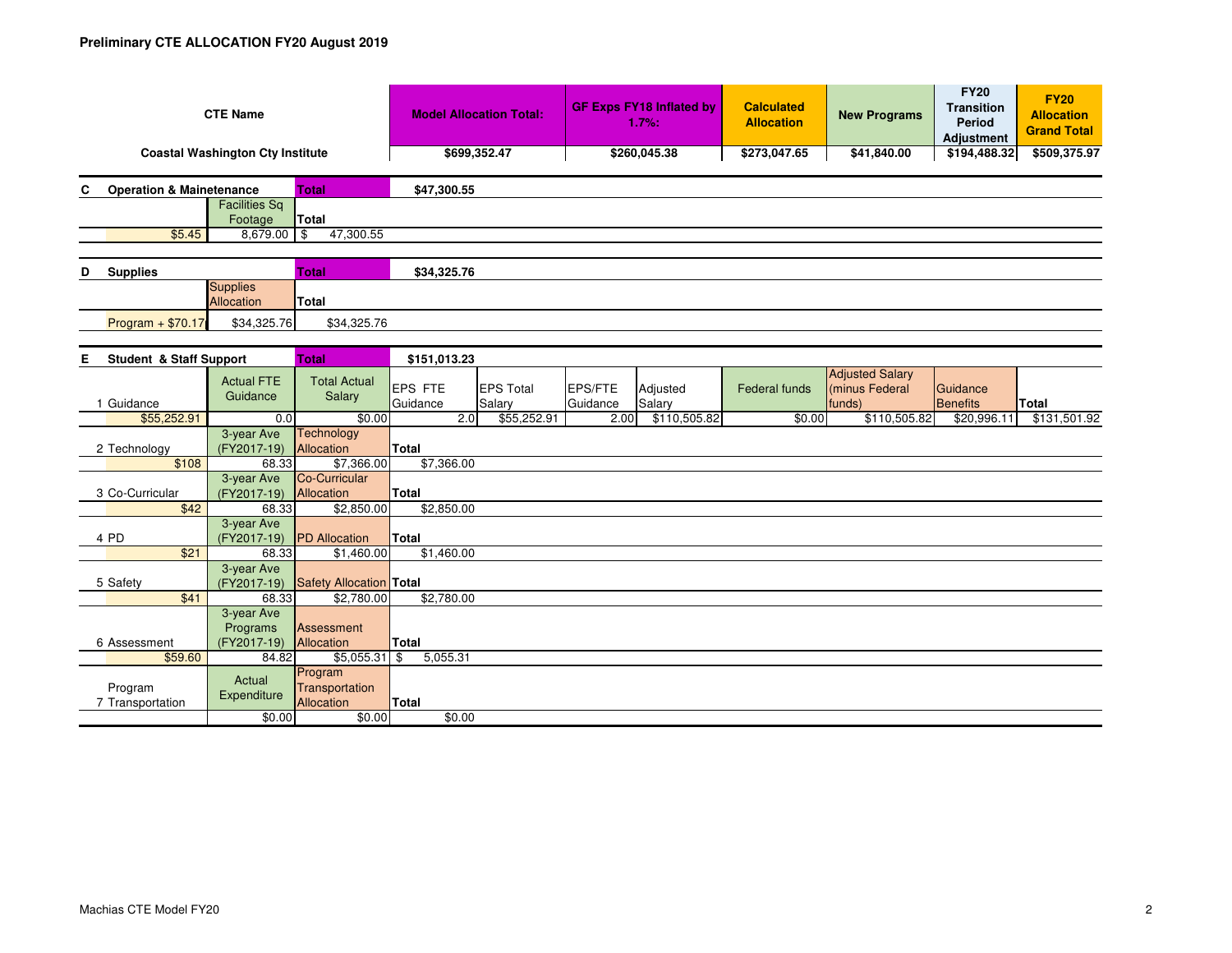**Preliminary CTE ALLOCATION FY20 August 2019**

| CTE Name | Model Allocation Total: | GF Exps FY18 Inflated by 1.7%: | Calculated Allocation | New Programs | FY20 Transition Period Adjustment | FY20 Allocation Grand Total |
|---|---|---|---|---|---|---|
| Coastal Washington Cty Institute | $699,352.47 | $260,045.38 | $273,047.65 | $41,840.00 | $194,488.32 | $509,375.97 |

**C Operation & Mainetenance** — Total: $47,300.55

| | Facilities Sq Footage | Total |
|---|---|---|
| $5.45 | 8,679.00 | $ 47,300.55 |

**D Supplies** — Total: $34,325.76

| | Supplies Allocation | Total |
|---|---|---|
| Program + $70.17 | $34,325.76 | $34,325.76 |

**E Student & Staff Support** — Total: $151,013.23

| 1 Guidance | Actual FTE Guidance | Total Actual Salary | EPS FTE Guidance | EPS Total Salary | EPS/FTE Guidance | Adjusted Salary | Federal funds | Adjusted Salary (minus Federal funds) | Guidance Benefits | Total |
|---|---|---|---|---|---|---|---|---|---|---|
| $55,252.91 | 0.0 | $0.00 | 2.0 | $55,252.91 | 2.00 | $110,505.82 | $0.00 | $110,505.82 | $20,996.11 | $131,501.92 |

| 2 Technology | 3-year Ave (FY2017-19) | Technology Allocation | Total |
|---|---|---|---|
| $108 | 68.33 | $7,366.00 | $7,366.00 |

| 3 Co-Curricular | 3-year Ave (FY2017-19) | Co-Curricular Allocation | Total |
|---|---|---|---|
| $42 | 68.33 | $2,850.00 | $2,850.00 |

| 4 PD | 3-year Ave (FY2017-19) | PD Allocation | Total |
|---|---|---|---|
| $21 | 68.33 | $1,460.00 | $1,460.00 |

| 5 Safety | 3-year Ave (FY2017-19) | Safety Allocation | Total |
|---|---|---|---|
| $41 | 68.33 | $2,780.00 | $2,780.00 |

| 6 Assessment | 3-year Ave Programs (FY2017-19) | Assessment Allocation | Total |
|---|---|---|---|
| $59.60 | 84.82 | $5,055.31 | $ 5,055.31 |

| 7 Program Transportation | Actual Expenditure | Program Transportation Allocation | Total |
|---|---|---|---|
| | $0.00 | $0.00 | $0.00 |

Machias CTE Model FY20